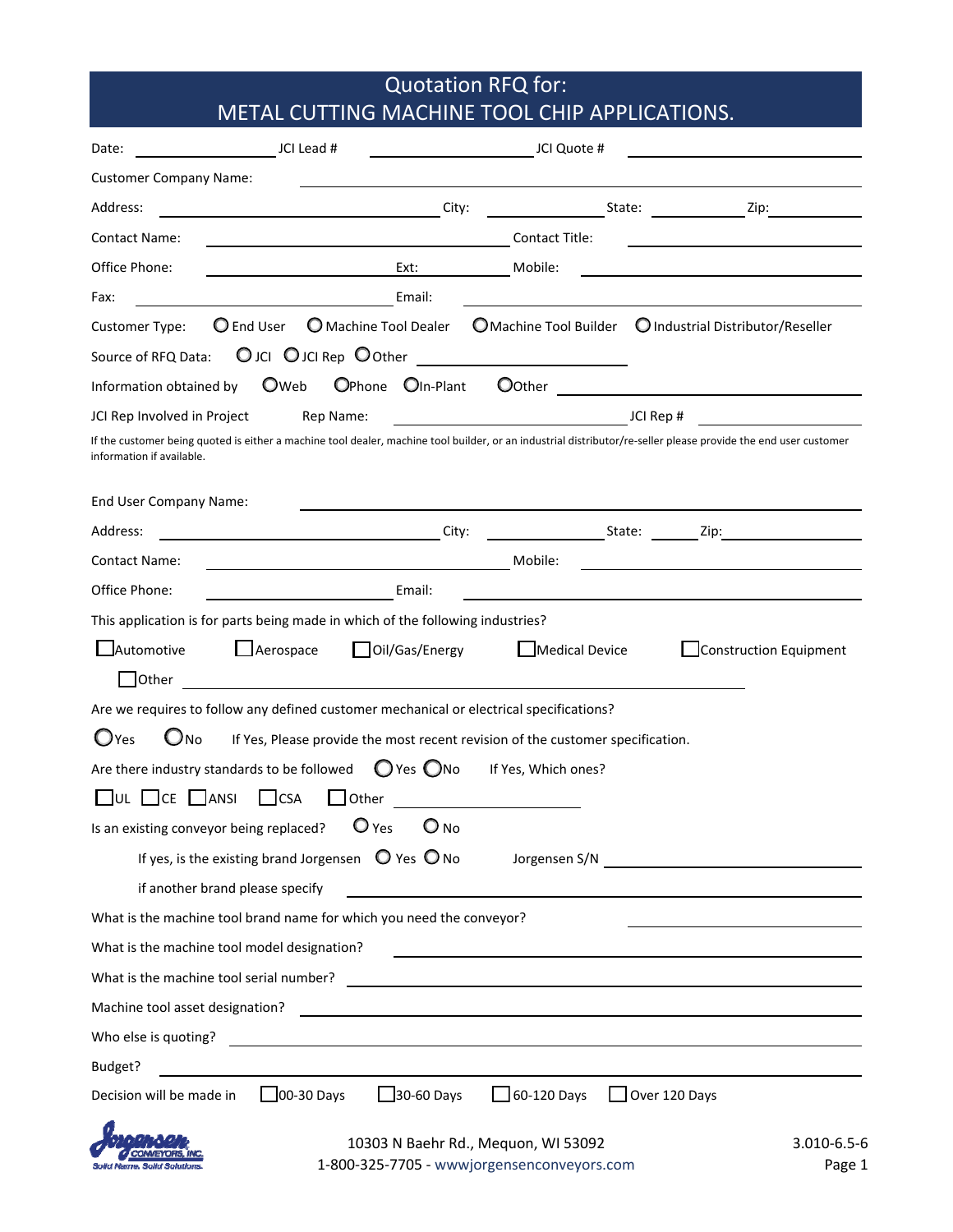# Quotation RFQ for: METAL CUTTING MACHINE TOOL CHIP APPLICATIONS.

Date: \_\_\_\_\_\_\_\_\_\_ JCI Lead # \_\_\_\_\_\_\_\_\_\_ JCI Quote # \_\_\_\_\_\_\_\_\_\_

Customer Company Name: \_\_\_\_\_\_\_\_\_\_

Address: \_\_\_\_\_\_\_\_\_\_ City: \_\_\_\_\_\_\_\_\_\_ State: \_\_\_\_\_\_\_\_\_\_ Zip: \_\_\_\_\_\_\_\_\_\_

Contact Name: \_\_\_\_\_\_\_\_\_\_ Contact Title: \_\_\_\_\_\_\_\_\_\_

Office Phone: \_\_\_\_\_\_\_\_\_\_ Ext: \_\_\_\_\_\_\_\_\_\_ Mobile: \_\_\_\_\_\_\_\_\_\_

Fax: \_\_\_\_\_\_\_\_\_\_ Email: \_\_\_\_\_\_\_\_\_\_

Customer Type: ○ End User ○ Machine Tool Dealer ○ Machine Tool Builder ○ Industrial Distributor/Reseller

Source of RFQ Data: ○ JCI ○ JCI Rep ○ Other \_\_\_\_\_\_\_\_\_\_

Information obtained by ○ Web ○ Phone ○ In-Plant ○ Other \_\_\_\_\_\_\_\_\_\_

JCI Rep Involved in Project Rep Name: \_\_\_\_\_\_\_\_\_\_ JCI Rep # \_\_\_\_\_\_\_\_\_\_

If the customer being quoted is either a machine tool dealer, machine tool builder, or an industrial distributor/re-seller please provide the end user customer information if available.

End User Company Name: \_\_\_\_\_\_\_\_\_\_

Address: \_\_\_\_\_\_\_\_\_\_ City: \_\_\_\_\_\_\_\_\_\_ State: \_\_\_\_\_\_\_\_\_\_ Zip: \_\_\_\_\_\_\_\_\_\_

Contact Name: \_\_\_\_\_\_\_\_\_\_ Mobile: \_\_\_\_\_\_\_\_\_\_

Office Phone: \_\_\_\_\_\_\_\_\_\_ Email: \_\_\_\_\_\_\_\_\_\_

This application is for parts being made in which of the following industries?

☐ Automotive ☐ Aerospace ☐ Oil/Gas/Energy ☐ Medical Device ☐ Construction Equipment

☐ Other \_\_\_\_\_\_\_\_\_\_

Are we requires to follow any defined customer mechanical or electrical specifications?

○ Yes ○ No If Yes, Please provide the most recent revision of the customer specification.

Are there industry standards to be followed ○ Yes ○ No If Yes, Which ones?

☐ UL ☐ CE ☐ ANSI ☐ CSA ☐ Other \_\_\_\_\_\_\_\_\_\_

Is an existing conveyor being replaced? ○ Yes ○ No

If yes, is the existing brand Jorgensen ○ Yes ○ No Jorgensen S/N \_\_\_\_\_\_\_\_\_\_

if another brand please specify \_\_\_\_\_\_\_\_\_\_

What is the machine tool brand name for which you need the conveyor? \_\_\_\_\_\_\_\_\_\_

What is the machine tool model designation? \_\_\_\_\_\_\_\_\_\_

What is the machine tool serial number? \_\_\_\_\_\_\_\_\_\_

Machine tool asset designation? \_\_\_\_\_\_\_\_\_\_

Who else is quoting? \_\_\_\_\_\_\_\_\_\_

Budget? \_\_\_\_\_\_\_\_\_\_

Decision will be made in ☐ 00-30 Days ☐ 30-60 Days ☐ 60-120 Days ☐ Over 120 Days

Jorgensen Conveyors, Inc. — Solid Name. Solid Solutions.

10303 N Baehr Rd., Mequon, WI 53092
1-800-325-7705 - wwwjorgensenconveyors.com

3.010-6.5-6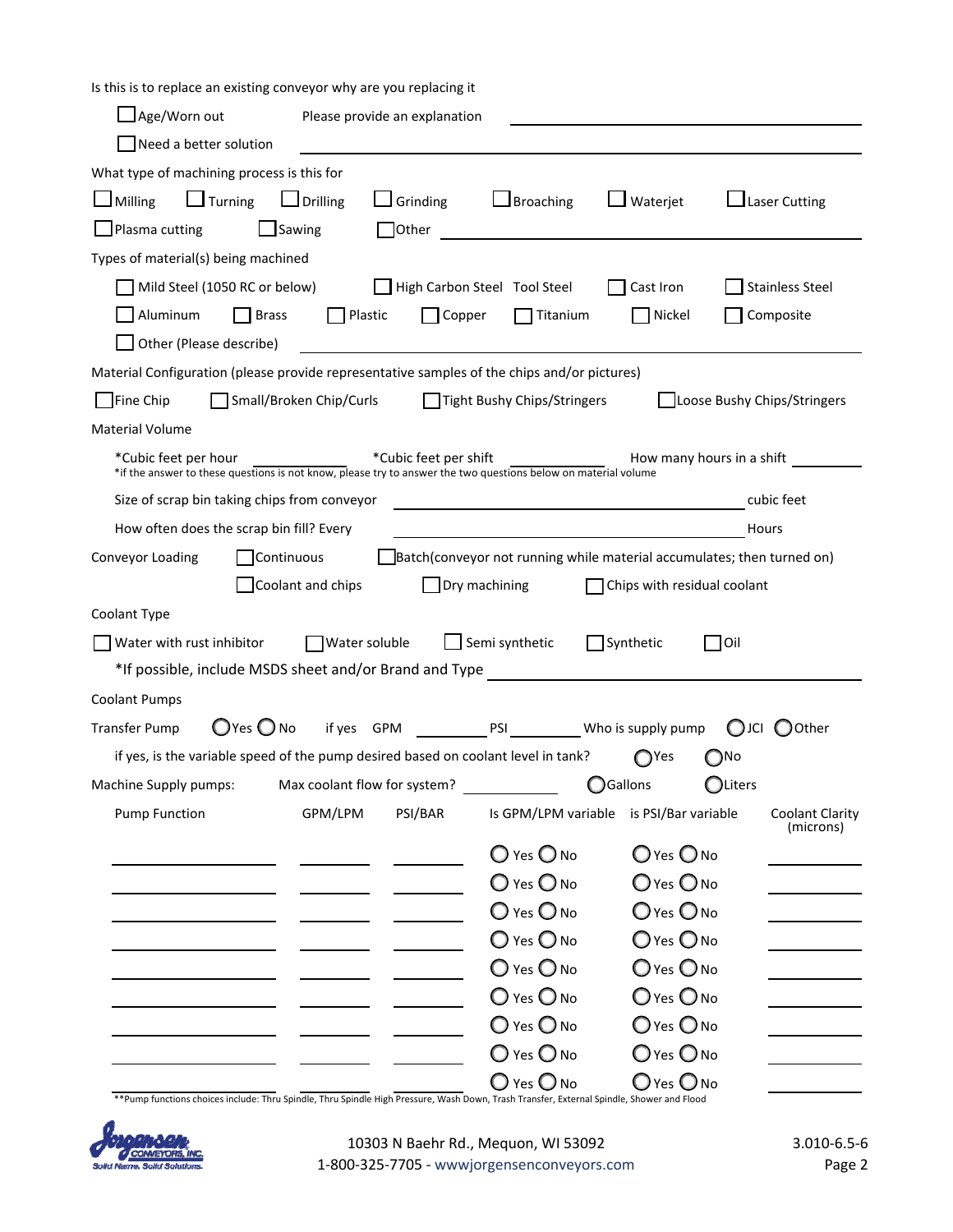Is this is to replace an existing conveyor why are you replacing it

☐ Age/Worn out     Please provide an explanation ______________________

☐ Need a better solution ______________________

What type of machining process is this for

☐ Milling ☐ Turning ☐ Drilling ☐ Grinding ☐ Broaching ☐ Waterjet ☐ Laser Cutting

☐ Plasma cutting ☐ Sawing ☐ Other ______________________

Types of material(s) being machined

☐ Mild Steel (1050 RC or below) ☐ High Carbon Steel Tool Steel ☐ Cast Iron ☐ Stainless Steel

☐ Aluminum ☐ Brass ☐ Plastic ☐ Copper ☐ Titanium ☐ Nickel ☐ Composite

☐ Other (Please describe) ______________________

Material Configuration (please provide representative samples of the chips and/or pictures)

☐ Fine Chip ☐ Small/Broken Chip/Curls ☐ Tight Bushy Chips/Stringers ☐ Loose Bushy Chips/Stringers

Material Volume

*Cubic feet per hour __________ *Cubic feet per shift __________ How many hours in a shift __________

*if the answer to these questions is not know, please try to answer the two questions below on material volume

Size of scrap bin taking chips from conveyor ______________________ cubic feet

How often does the scrap bin fill? Every ______________________ Hours

Conveyor Loading ☐ Continuous ☐ Batch(conveyor not running while material accumulates; then turned on)

☐ Coolant and chips ☐ Dry machining ☐ Chips with residual coolant

Coolant Type

☐ Water with rust inhibitor ☐ Water soluble ☐ Semi synthetic ☐ Synthetic ☐ Oil

*If possible, include MSDS sheet and/or Brand and Type ______________________

Coolant Pumps

Transfer Pump ◯ Yes ◯ No   if yes GPM __________ PSI __________ Who is supply pump ◯ JCI ◯ Other

if yes, is the variable speed of the pump desired based on coolant level in tank? ◯ Yes ◯ No

Machine Supply pumps: Max coolant flow for system? __________ ◯ Gallons ◯ Liters

| Pump Function | GPM/LPM | PSI/BAR | Is GPM/LPM variable | is PSI/Bar variable | Coolant Clarity (microns) |
|---|---|---|---|---|---|
| | | | ◯ Yes ◯ No | ◯ Yes ◯ No | |
| | | | ◯ Yes ◯ No | ◯ Yes ◯ No | |
| | | | ◯ Yes ◯ No | ◯ Yes ◯ No | |
| | | | ◯ Yes ◯ No | ◯ Yes ◯ No | |
| | | | ◯ Yes ◯ No | ◯ Yes ◯ No | |
| | | | ◯ Yes ◯ No | ◯ Yes ◯ No | |
| | | | ◯ Yes ◯ No | ◯ Yes ◯ No | |
| | | | ◯ Yes ◯ No | ◯ Yes ◯ No | |
| | | | ◯ Yes ◯ No | ◯ Yes ◯ No | |

**Pump functions choices include: Thru Spindle, Thru Spindle High Pressure, Wash Down, Trash Transfer, External Spindle, Shower and Flood

10303 N Baehr Rd., Mequon, WI 53092
1-800-325-7705 - wwwjorgensenconveyors.com

3.010-6.5-6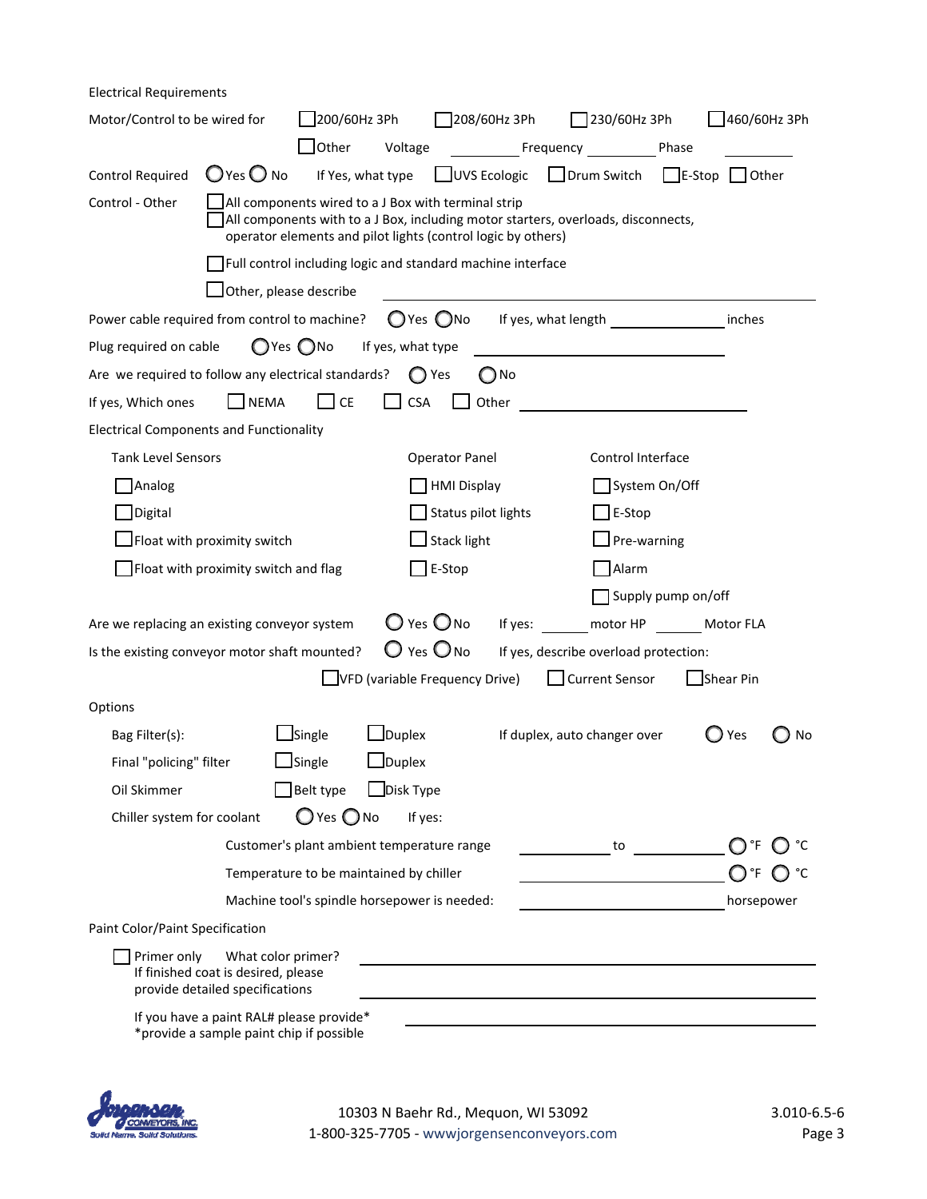Electrical Requirements

Motor/Control to be wired for ☐ 200/60Hz 3Ph ☐ 208/60Hz 3Ph ☐ 230/60Hz 3Ph ☐ 460/60Hz 3Ph

☐ Other Voltage ________ Frequency ________ Phase ________

Control Required ◯ Yes ◯ No If Yes, what type ☐ UVS Ecologic ☐ Drum Switch ☐ E-Stop ☐ Other

Control - Other
- ☐ All components wired to a J Box with terminal strip
- ☐ All components with to a J Box, including motor starters, overloads, disconnects, operator elements and pilot lights (control logic by others)
- ☐ Full control including logic and standard machine interface
- ☐ Other, please describe ________________________________

Power cable required from control to machine? ◯ Yes ◯ No If yes, what length ____________ inches

Plug required on cable ◯ Yes ◯ No If yes, what type ________________________

Are we required to follow any electrical standards? ◯ Yes ◯ No

If yes, Which ones ☐ NEMA ☐ CE ☐ CSA ☐ Other ________________________

Electrical Components and Functionality

| Tank Level Sensors | Operator Panel | Control Interface |
|---|---|---|
| ☐ Analog | ☐ HMI Display | ☐ System On/Off |
| ☐ Digital | ☐ Status pilot lights | ☐ E-Stop |
| ☐ Float with proximity switch | ☐ Stack light | ☐ Pre-warning |
| ☐ Float with proximity switch and flag | ☐ E-Stop | ☐ Alarm |
| | | ☐ Supply pump on/off |

Are we replacing an existing conveyor system ◯ Yes ◯ No If yes: ______ motor HP ______ Motor FLA

Is the existing conveyor motor shaft mounted? ◯ Yes ◯ No If yes, describe overload protection:

☐ VFD (variable Frequency Drive) ☐ Current Sensor ☐ Shear Pin

Options

Bag Filter(s): ☐ Single ☐ Duplex If duplex, auto changer over ◯ Yes ◯ No

Final "policing" filter ☐ Single ☐ Duplex

Oil Skimmer ☐ Belt type ☐ Disk Type

Chiller system for coolant ◯ Yes ◯ No If yes:

Customer's plant ambient temperature range __________ to __________ ◯ °F ◯ °C

Temperature to be maintained by chiller ____________________ ◯ °F ◯ °C

Machine tool's spindle horsepower is needed: ____________________ horsepower

Paint Color/Paint Specification

☐ Primer only What color primer? ________________________________

If finished coat is desired, please provide detailed specifications ________________________________

If you have a paint RAL# please provide* ________________________________

*provide a sample paint chip if possible

10303 N Baehr Rd., Mequon, WI 53092
1-800-325-7705 - wwwjorgensenconveyors.com

3.010-6.5-6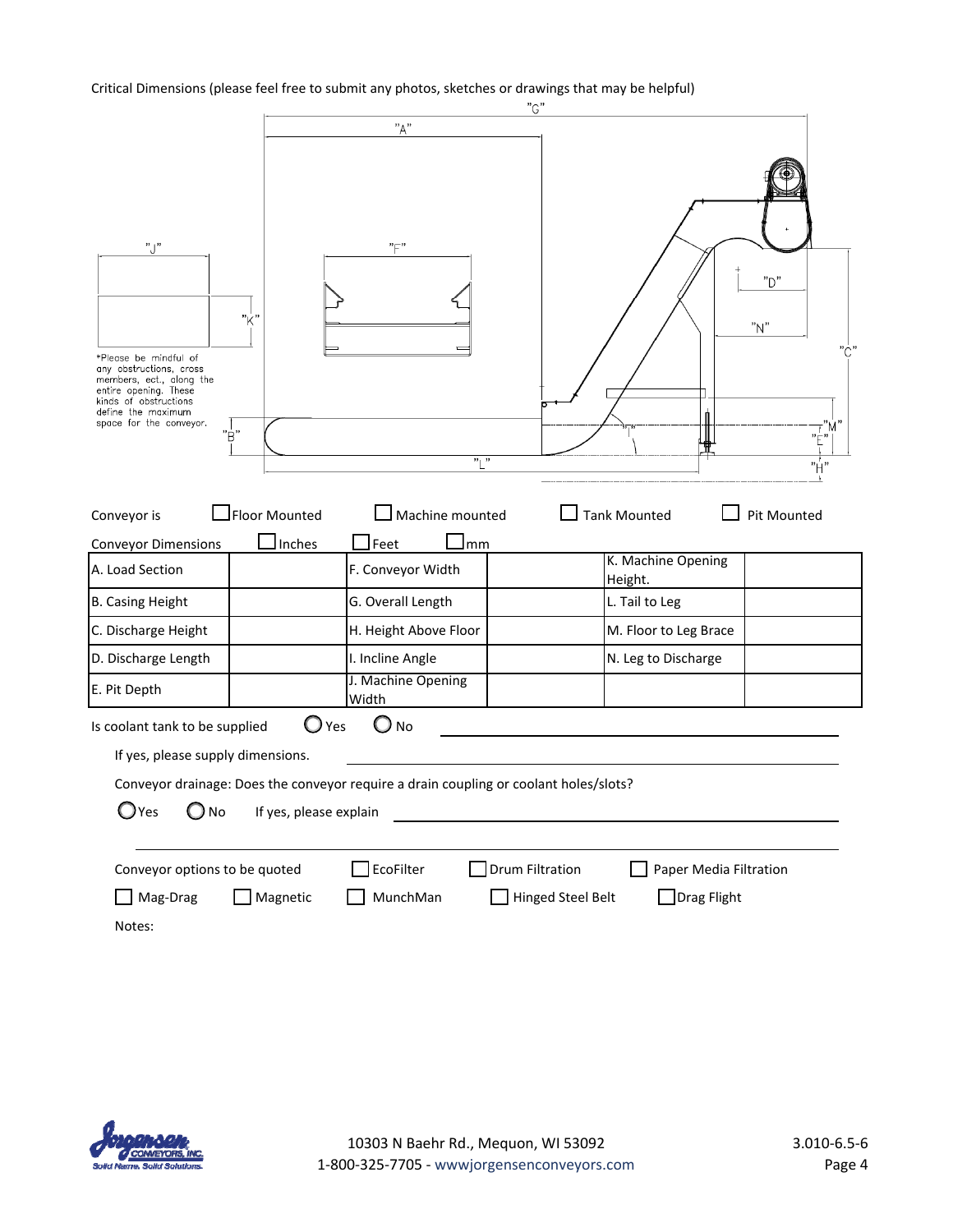Critical Dimensions (please feel free to submit any photos, sketches or drawings that may be helpful)

"G"

"A"

"J"

"F"

"K"

"D"

"N"

"C"

*Please be mindful of any obstructions, cross members, ect., along the entire opening. These kinds of obstructions define the maximum space for the conveyor.

"B"

"I"

"M"

"E"

"L"

"H"

Conveyor is ☐ Floor Mounted ☐ Machine mounted ☐ Tank Mounted ☐ Pit Mounted

Conveyor Dimensions ☐ Inches ☐ Feet ☐ mm

| | | | | | |
|---|---|---|---|---|---|
| A. Load Section | | F. Conveyor Width | | K. Machine Opening Height. | |
| B. Casing Height | | G. Overall Length | | L. Tail to Leg | |
| C. Discharge Height | | H. Height Above Floor | | M. Floor to Leg Brace | |
| D. Discharge Length | | I. Incline Angle | | N. Leg to Discharge | |
| E. Pit Depth | | J. Machine Opening Width | | | |

Is coolant tank to be supplied ◯ Yes ◯ No

If yes, please supply dimensions.

Conveyor drainage: Does the conveyor require a drain coupling or coolant holes/slots?

◯ Yes ◯ No If yes, please explain

Conveyor options to be quoted ☐ EcoFilter ☐ Drum Filtration ☐ Paper Media Filtration

☐ Mag-Drag ☐ Magnetic ☐ MunchMan ☐ Hinged Steel Belt ☐ Drag Flight

Notes:

10303 N Baehr Rd., Mequon, WI 53092
1-800-325-7705 - wwwjorgensenconveyors.com

3.010-6.5-6